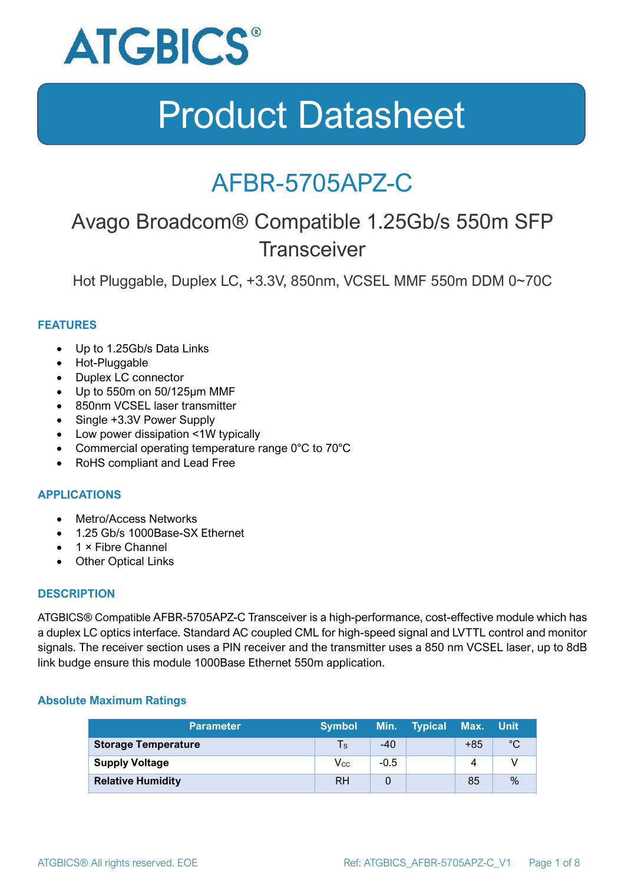ATGBICS®

# Product Datasheet

# AFBR-5705APZ-C

## Avago Broadcom® Compatible 1.25Gb/s 550m SFP Transceiver

Hot Pluggable, Duplex LC, +3.3V, 850nm, VCSEL MMF 550m DDM 0~70C

### FEATURES

- Up to 1.25Gb/s Data Links
- Hot-Pluggable
- Duplex LC connector
- Up to 550m on 50/125µm MMF
- 850nm VCSEL laser transmitter
- Single +3.3V Power Supply
- Low power dissipation <1W typically
- Commercial operating temperature range 0°C to 70°C
- RoHS compliant and Lead Free

### APPLICATIONS

- Metro/Access Networks
- 1.25 Gb/s 1000Base-SX Ethernet
- 1 × Fibre Channel
- Other Optical Links

### DESCRIPTION

ATGBICS® Compatible AFBR-5705APZ-C Transceiver is a high-performance, cost-effective module which has a duplex LC optics interface. Standard AC coupled CML for high-speed signal and LVTTL control and monitor signals. The receiver section uses a PIN receiver and the transmitter uses a 850 nm VCSEL laser, up to 8dB link budge ensure this module 1000Base Ethernet 550m application.

#### Absolute Maximum Ratings

| Parameter | Symbol | Min. | Typical | Max. | Unit |
|---|---|---|---|---|---|
| **Storage Temperature** | $T_S$ | -40 | | +85 | °C |
| **Supply Voltage** | $V_{CC}$ | -0.5 | | 4 | V |
| **Relative Humidity** | RH | 0 | | 85 | % |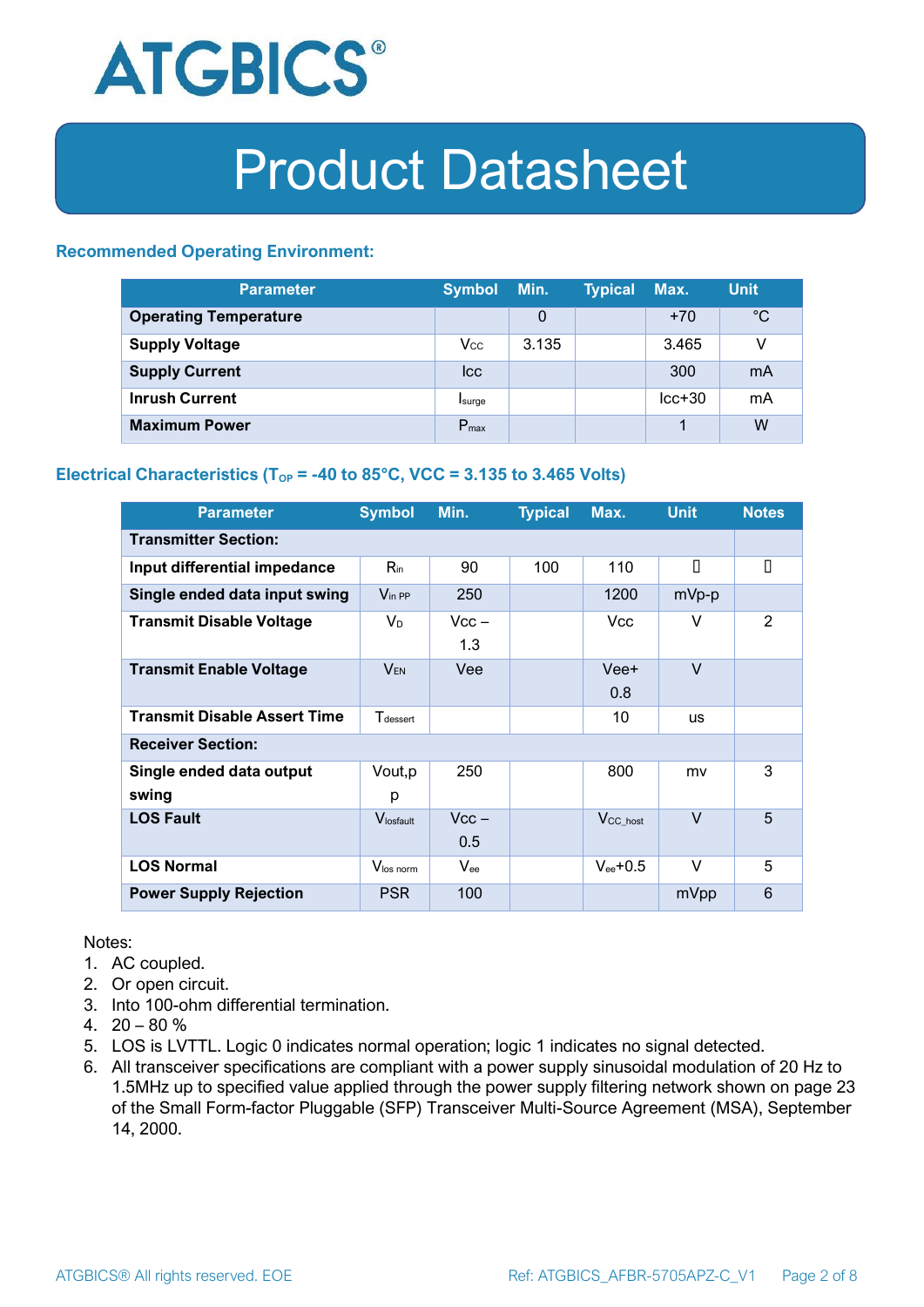# Product Datasheet

### Recommended Operating Environment:

| Parameter | Symbol | Min. | Typical | Max. | Unit |
|---|---|---|---|---|---|
| **Operating Temperature** | | 0 | | +70 | °C |
| **Supply Voltage** | $V_{CC}$ | 3.135 | | 3.465 | V |
| **Supply Current** | Icc | | | 300 | mA |
| **Inrush Current** | $I_{surge}$ | | | Icc+30 | mA |
| **Maximum Power** | $P_{max}$ | | | 1 | W |

### Electrical Characteristics ($T_{OP}$ = -40 to 85°C, VCC = 3.135 to 3.465 Volts)

| Parameter | Symbol | Min. | Typical | Max. | Unit | Notes |
|---|---|---|---|---|---|---|
| **Transmitter Section:** | | | | | | |
| **Input differential impedance** | $R_{in}$ | 90 | 100 | 110 | Ω | 1 |
| **Single ended data input swing** | $V_{in\ PP}$ | 250 | | 1200 | mVp-p | |
| **Transmit Disable Voltage** | $V_D$ | Vcc – 1.3 | | Vcc | V | 2 |
| **Transmit Enable Voltage** | $V_{EN}$ | Vee | | Vee+ 0.8 | V | |
| **Transmit Disable Assert Time** | $T_{dessert}$ | | | 10 | us | |
| **Receiver Section:** | | | | | | |
| **Single ended data output swing** | Vout,p p | 250 | | 800 | mv | 3 |
| **LOS Fault** | $V_{losfault}$ | Vcc – 0.5 | | $V_{CC\_host}$ | V | 5 |
| **LOS Normal** | $V_{los\ norm}$ | $V_{ee}$ | | $V_{ee}$+0.5 | V | 5 |
| **Power Supply Rejection** | PSR | 100 | | | mVpp | 6 |

Notes:

1. AC coupled.
2. Or open circuit.
3. Into 100-ohm differential termination.
4. 20 – 80 %
5. LOS is LVTTL. Logic 0 indicates normal operation; logic 1 indicates no signal detected.
6. All transceiver specifications are compliant with a power supply sinusoidal modulation of 20 Hz to 1.5MHz up to specified value applied through the power supply filtering network shown on page 23 of the Small Form-factor Pluggable (SFP) Transceiver Multi-Source Agreement (MSA), September 14, 2000.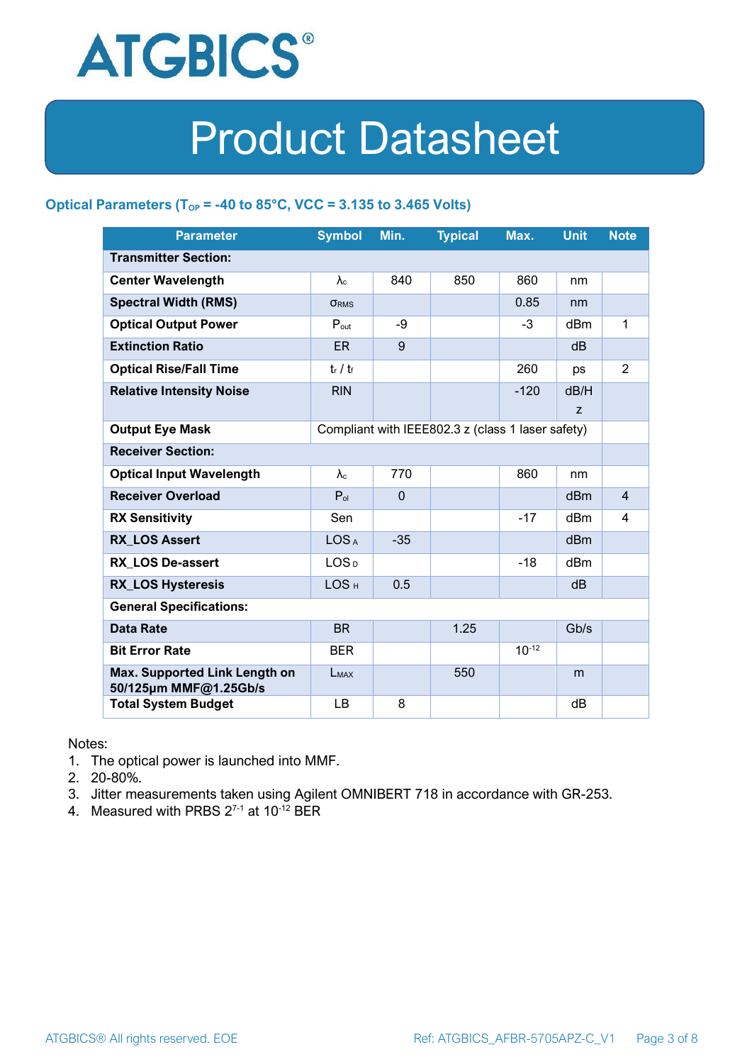# Product Datasheet

## Optical Parameters ($T_{OP}$ = -40 to 85°C, VCC = 3.135 to 3.465 Volts)

| Parameter | Symbol | Min. | Typical | Max. | Unit | Note |
|---|---|---|---|---|---|---|
| **Transmitter Section:** | | | | | | |
| **Center Wavelength** | $\lambda_c$ | 840 | 850 | 860 | nm | |
| **Spectral Width (RMS)** | $\sigma_{RMS}$ | | | 0.85 | nm | |
| **Optical Output Power** | $P_{out}$ | -9 | | -3 | dBm | 1 |
| **Extinction Ratio** | ER | 9 | | | dB | |
| **Optical Rise/Fall Time** | $t_r$ / $t_f$ | | | 260 | ps | 2 |
| **Relative Intensity Noise** | RIN | | | -120 | dB/Hz | |
| **Output Eye Mask** | Compliant with IEEE802.3 z (class 1 laser safety) | | | | | |
| **Receiver Section:** | | | | | | |
| **Optical Input Wavelength** | $\lambda_c$ | 770 | | 860 | nm | |
| **Receiver Overload** | $P_{ol}$ | 0 | | | dBm | 4 |
| **RX Sensitivity** | Sen | | | -17 | dBm | 4 |
| **RX_LOS Assert** | $LOS_A$ | -35 | | | dBm | |
| **RX_LOS De-assert** | $LOS_D$ | | | -18 | dBm | |
| **RX_LOS Hysteresis** | $LOS_H$ | 0.5 | | | dB | |
| **General Specifications:** | | | | | | |
| **Data Rate** | BR | | 1.25 | | Gb/s | |
| **Bit Error Rate** | BER | | | $10^{-12}$ | | |
| **Max. Supported Link Length on 50/125µm MMF@1.25Gb/s** | $L_{MAX}$ | | 550 | | m | |
| **Total System Budget** | LB | 8 | | | dB | |

Notes:
1. The optical power is launched into MMF.
2. 20-80%.
3. Jitter measurements taken using Agilent OMNIBERT 718 in accordance with GR-253.
4. Measured with PRBS $2^{7-1}$ at $10^{-12}$ BER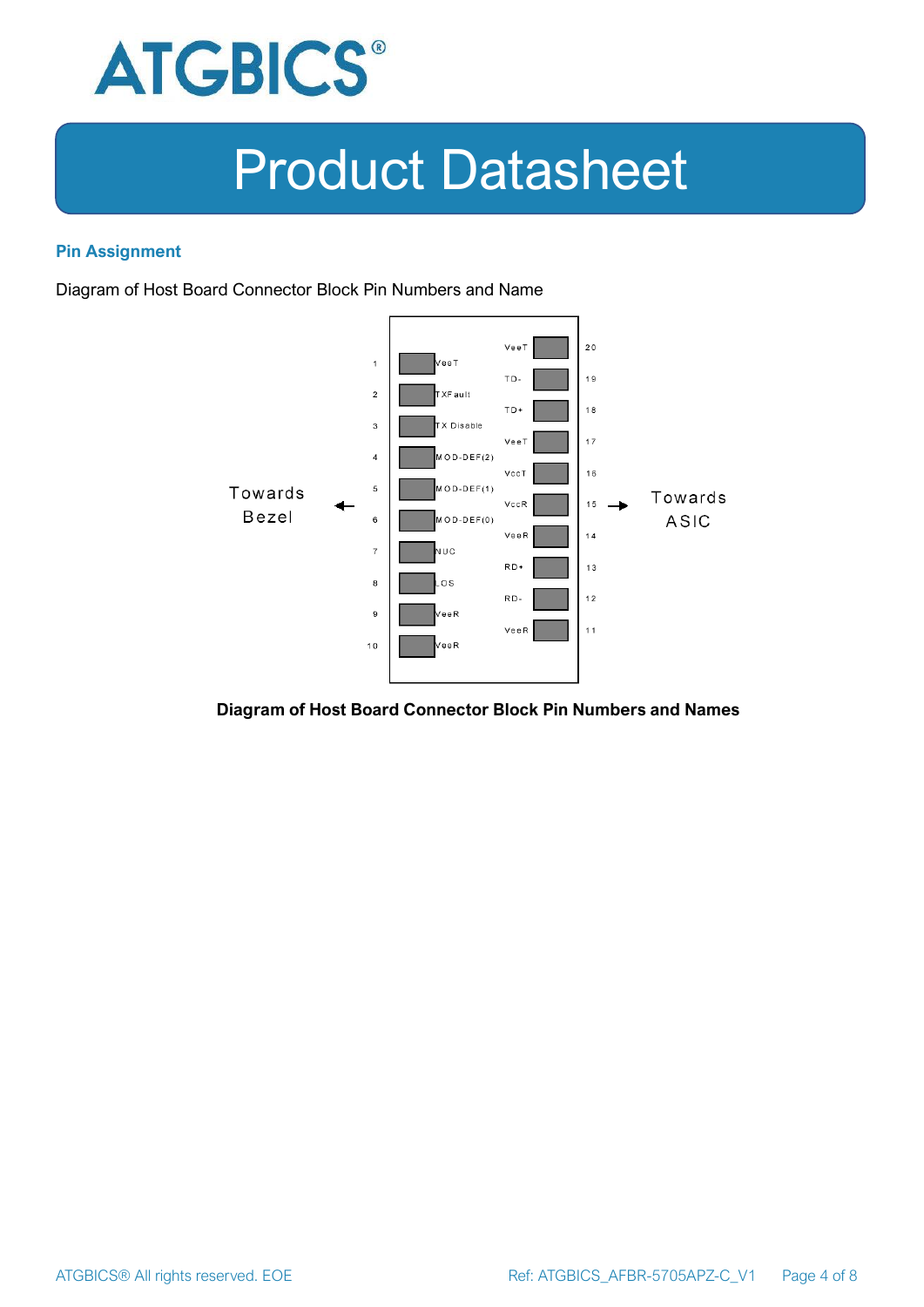## Pin Assignment

Diagram of Host Board Connector Block Pin Numbers and Name

Towards Bezel ← → Towards ASIC

| Pin | Name | Pin | Name |
|---|---|---|---|
| 1 | VeeT | 20 | VeeT |
| 2 | TXFault | 19 | TD- |
| 3 | TX Disable | 18 | TD+ |
| 4 | MOD-DEF(2) | 17 | VeeT |
| 5 | MOD-DEF(1) | 16 | VccT |
| 6 | MOD-DEF(0) | 15 | VccR |
| 7 | NUC | 14 | VeeR |
| 8 | LOS | 13 | RD+ |
| 9 | VeeR | 12 | RD- |
| 10 | VeeR | 11 | VeeR |

**Diagram of Host Board Connector Block Pin Numbers and Names**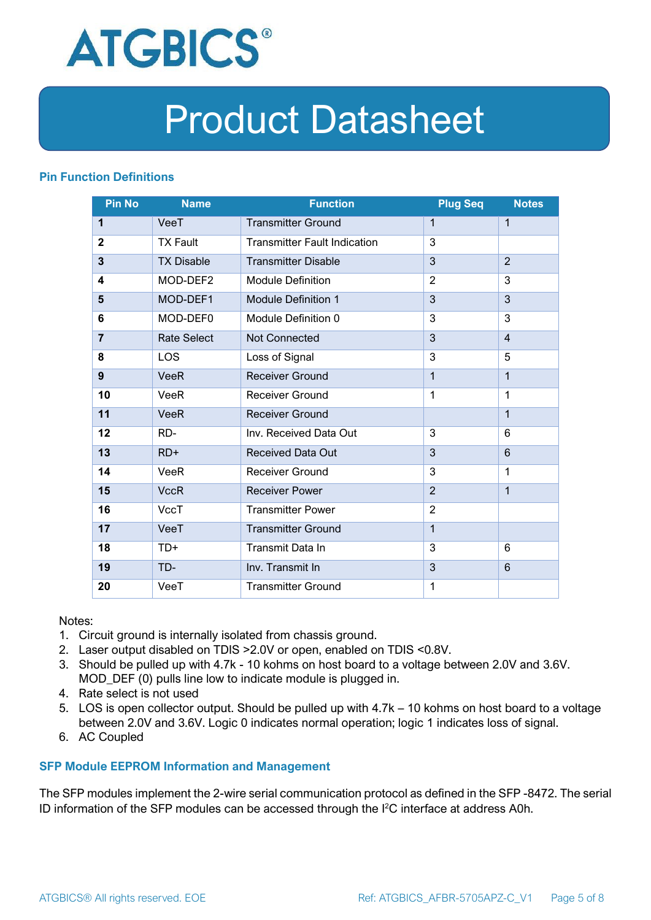# Product Datasheet

### Pin Function Definitions

| Pin No | Name | Function | Plug Seq | Notes |
|---|---|---|---|---|
| **1** | VeeT | Transmitter Ground | 1 | 1 |
| **2** | TX Fault | Transmitter Fault Indication | 3 | |
| **3** | TX Disable | Transmitter Disable | 3 | 2 |
| **4** | MOD-DEF2 | Module Definition | 2 | 3 |
| **5** | MOD-DEF1 | Module Definition 1 | 3 | 3 |
| **6** | MOD-DEF0 | Module Definition 0 | 3 | 3 |
| **7** | Rate Select | Not Connected | 3 | 4 |
| **8** | LOS | Loss of Signal | 3 | 5 |
| **9** | VeeR | Receiver Ground | 1 | 1 |
| **10** | VeeR | Receiver Ground | 1 | 1 |
| **11** | VeeR | Receiver Ground | | 1 |
| **12** | RD- | Inv. Received Data Out | 3 | 6 |
| **13** | RD+ | Received Data Out | 3 | 6 |
| **14** | VeeR | Receiver Ground | 3 | 1 |
| **15** | VccR | Receiver Power | 2 | 1 |
| **16** | VccT | Transmitter Power | 2 | |
| **17** | VeeT | Transmitter Ground | 1 | |
| **18** | TD+ | Transmit Data In | 3 | 6 |
| **19** | TD- | Inv. Transmit In | 3 | 6 |
| **20** | VeeT | Transmitter Ground | 1 | |

Notes:

1. Circuit ground is internally isolated from chassis ground.
2. Laser output disabled on TDIS >2.0V or open, enabled on TDIS <0.8V.
3. Should be pulled up with 4.7k - 10 kohms on host board to a voltage between 2.0V and 3.6V. MOD_DEF (0) pulls line low to indicate module is plugged in.
4. Rate select is not used
5. LOS is open collector output. Should be pulled up with 4.7k – 10 kohms on host board to a voltage between 2.0V and 3.6V. Logic 0 indicates normal operation; logic 1 indicates loss of signal.
6. AC Coupled

### SFP Module EEPROM Information and Management

The SFP modules implement the 2-wire serial communication protocol as defined in the SFP -8472. The serial ID information of the SFP modules can be accessed through the I$^2$C interface at address A0h.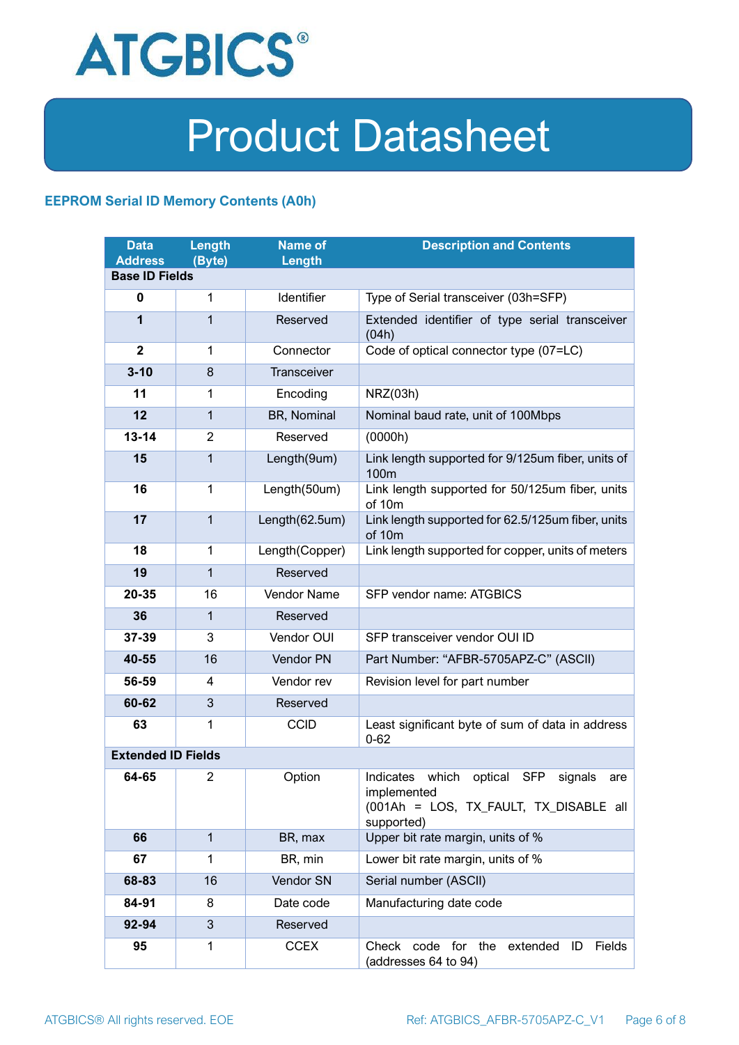## EEPROM Serial ID Memory Contents (A0h)

| Data Address | Length (Byte) | Name of Length | Description and Contents |
|---|---|---|---|
| **Base ID Fields** | | | |
| **0** | 1 | Identifier | Type of Serial transceiver (03h=SFP) |
| **1** | 1 | Reserved | Extended identifier of type serial transceiver (04h) |
| **2** | 1 | Connector | Code of optical connector type (07=LC) |
| **3-10** | 8 | Transceiver | |
| **11** | 1 | Encoding | NRZ(03h) |
| **12** | 1 | BR, Nominal | Nominal baud rate, unit of 100Mbps |
| **13-14** | 2 | Reserved | (0000h) |
| **15** | 1 | Length(9um) | Link length supported for 9/125um fiber, units of 100m |
| **16** | 1 | Length(50um) | Link length supported for 50/125um fiber, units of 10m |
| **17** | 1 | Length(62.5um) | Link length supported for 62.5/125um fiber, units of 10m |
| **18** | 1 | Length(Copper) | Link length supported for copper, units of meters |
| **19** | 1 | Reserved | |
| **20-35** | 16 | Vendor Name | SFP vendor name: ATGBICS |
| **36** | 1 | Reserved | |
| **37-39** | 3 | Vendor OUI | SFP transceiver vendor OUI ID |
| **40-55** | 16 | Vendor PN | Part Number: "AFBR-5705APZ-C" (ASCII) |
| **56-59** | 4 | Vendor rev | Revision level for part number |
| **60-62** | 3 | Reserved | |
| **63** | 1 | CCID | Least significant byte of sum of data in address 0-62 |
| **Extended ID Fields** | | | |
| **64-65** | 2 | Option | Indicates which optical SFP signals are implemented (001Ah = LOS, TX_FAULT, TX_DISABLE all supported) |
| **66** | 1 | BR, max | Upper bit rate margin, units of % |
| **67** | 1 | BR, min | Lower bit rate margin, units of % |
| **68-83** | 16 | Vendor SN | Serial number (ASCII) |
| **84-91** | 8 | Date code | Manufacturing date code |
| **92-94** | 3 | Reserved | |
| **95** | 1 | CCEX | Check code for the extended ID Fields (addresses 64 to 94) |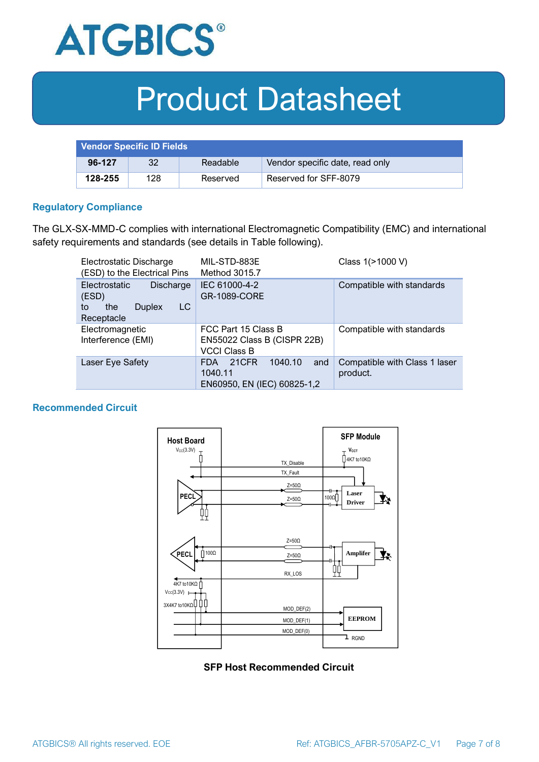# Product Datasheet

| Vendor Specific ID Fields | | | |
|---|---|---|---|
| **96-127** | 32 | Readable | Vendor specific date, read only |
| **128-255** | 128 | Reserved | Reserved for SFF-8079 |

## Regulatory Compliance

The GLX-SX-MMD-C complies with international Electromagnetic Compatibility (EMC) and international safety requirements and standards (see details in Table following).

| | | |
|---|---|---|
| Electrostatic Discharge (ESD) to the Electrical Pins | MIL-STD-883E Method 3015.7 | Class 1(>1000 V) |
| Electrostatic Discharge (ESD) to the Duplex LC Receptacle | IEC 61000-4-2 GR-1089-CORE | Compatible with standards |
| Electromagnetic Interference (EMI) | FCC Part 15 Class B EN55022 Class B (CISPR 22B) VCCI Class B | Compatible with standards |
| Laser Eye Safety | FDA 21CFR 1040.10 and 1040.11 EN60950, EN (IEC) 60825-1,2 | Compatible with Class 1 laser product. |

## Recommended Circuit

**SFP Host Recommended Circuit**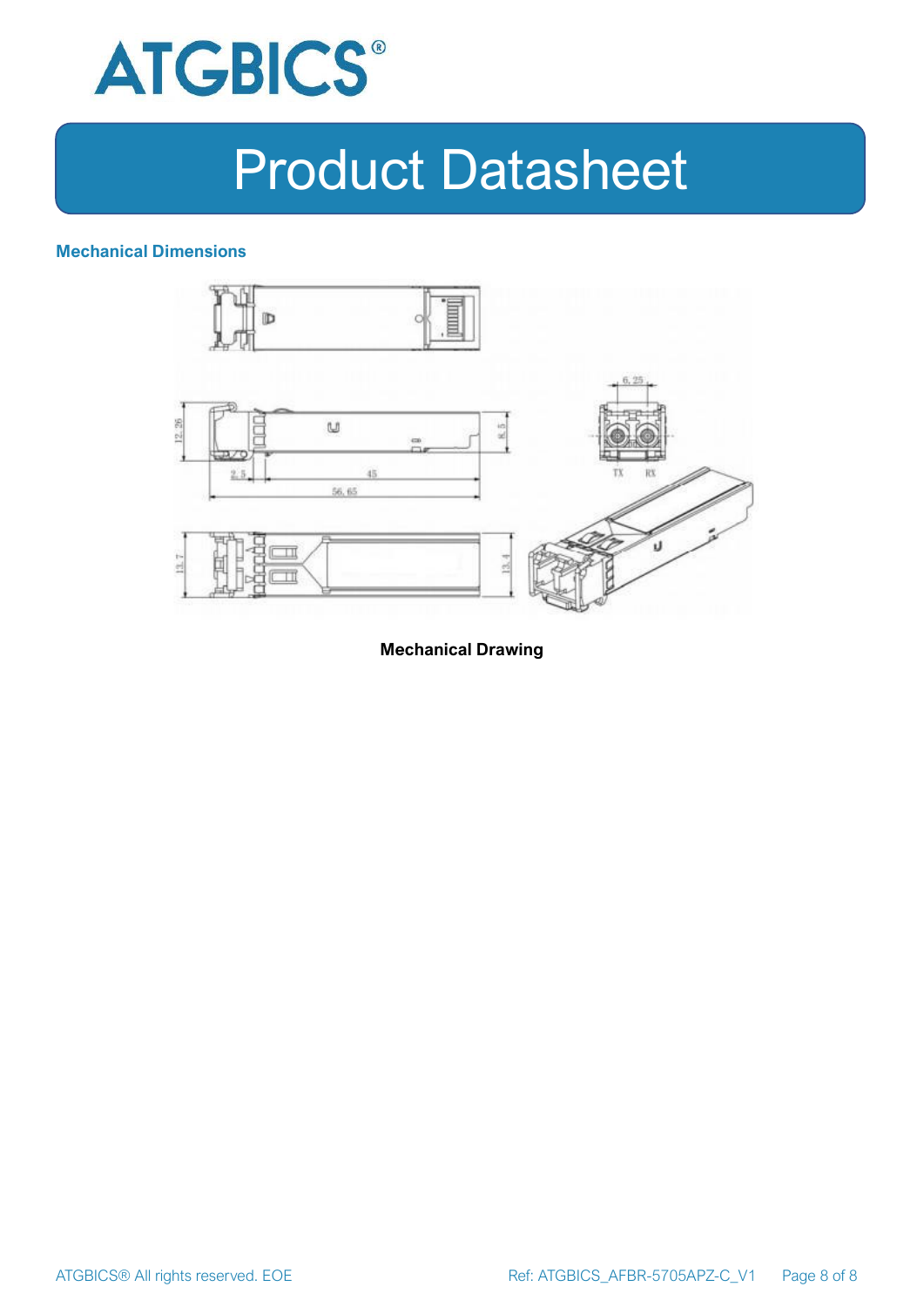## Mechanical Dimensions

6.25

12.26

8.5

2.5

45

56.65

TX

RX

13.7

13.4

**Mechanical Drawing**